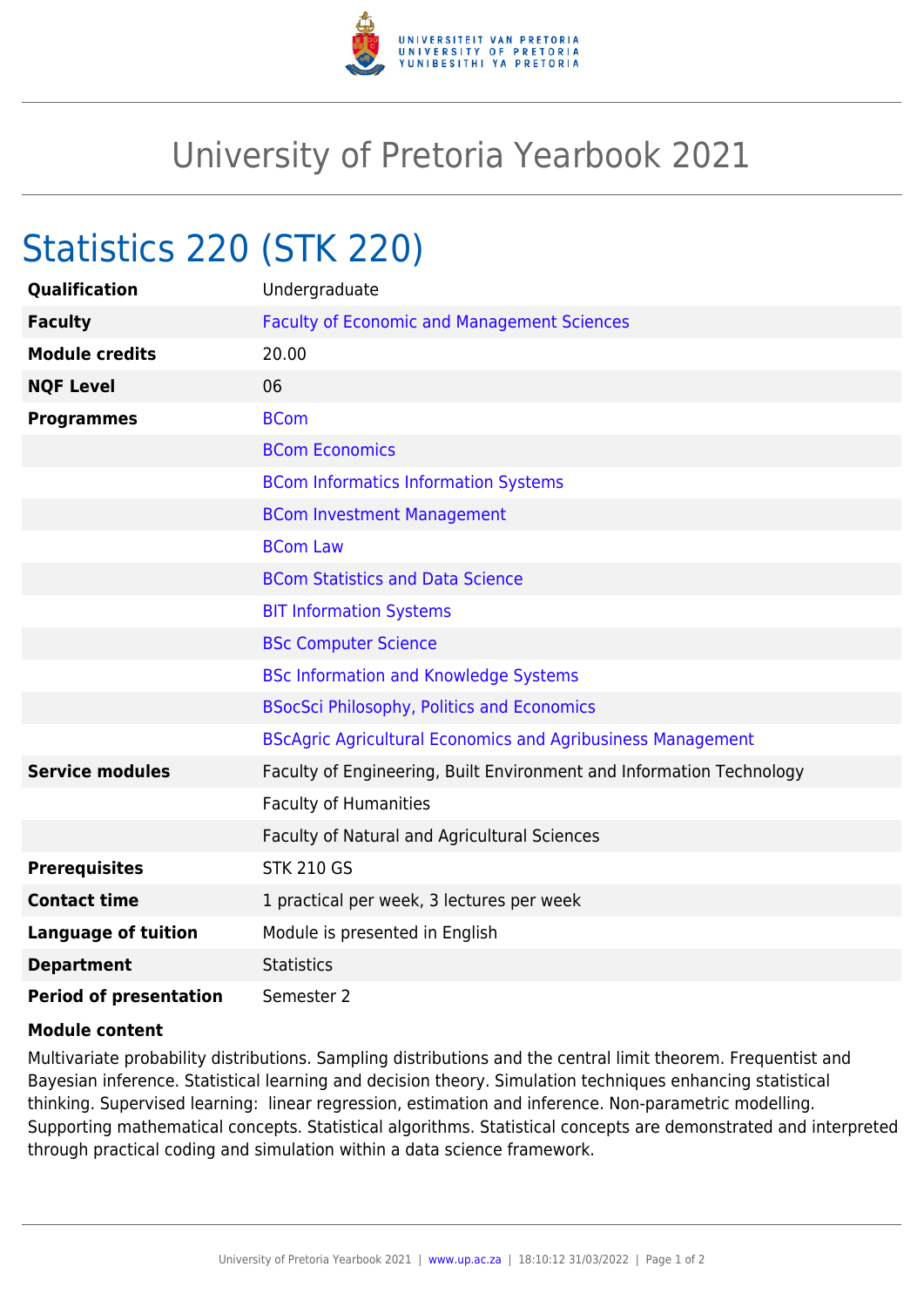# University of Pretoria Yearbook 2021

## Statistics 220 (STK 220)

| | |
|---|---|
| **Qualification** | Undergraduate |
| **Faculty** | Faculty of Economic and Management Sciences |
| **Module credits** | 20.00 |
| **NQF Level** | 06 |
| **Programmes** | BCom |
| | BCom Economics |
| | BCom Informatics Information Systems |
| | BCom Investment Management |
| | BCom Law |
| | BCom Statistics and Data Science |
| | BIT Information Systems |
| | BSc Computer Science |
| | BSc Information and Knowledge Systems |
| | BSocSci Philosophy, Politics and Economics |
| | BScAgric Agricultural Economics and Agribusiness Management |
| **Service modules** | Faculty of Engineering, Built Environment and Information Technology |
| | Faculty of Humanities |
| | Faculty of Natural and Agricultural Sciences |
| **Prerequisites** | STK 210 GS |
| **Contact time** | 1 practical per week, 3 lectures per week |
| **Language of tuition** | Module is presented in English |
| **Department** | Statistics |
| **Period of presentation** | Semester 2 |

**Module content**

Multivariate probability distributions. Sampling distributions and the central limit theorem. Frequentist and Bayesian inference. Statistical learning and decision theory. Simulation techniques enhancing statistical thinking. Supervised learning: linear regression, estimation and inference. Non-parametric modelling. Supporting mathematical concepts. Statistical algorithms. Statistical concepts are demonstrated and interpreted through practical coding and simulation within a data science framework.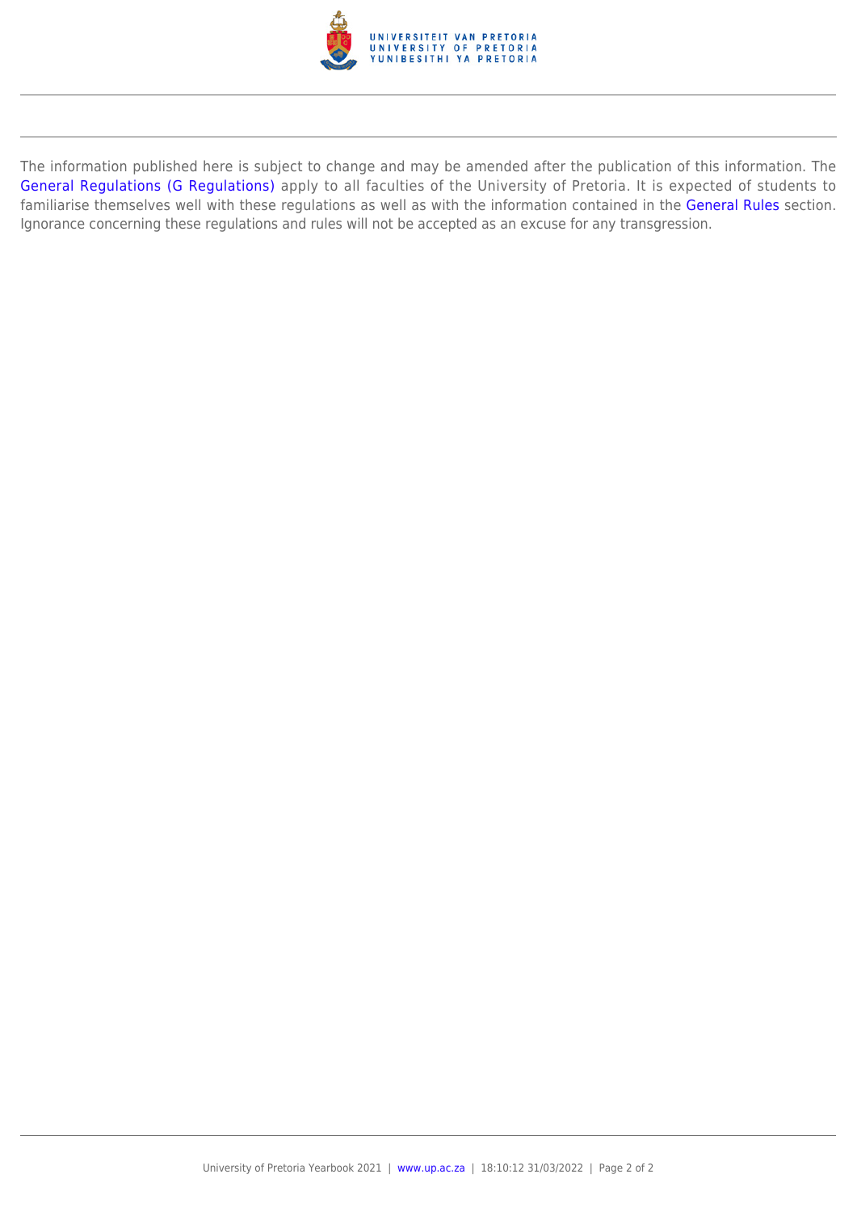The information published here is subject to change and may be amended after the publication of this information. The General Regulations (G Regulations) apply to all faculties of the University of Pretoria. It is expected of students to familiarise themselves well with these regulations as well as with the information contained in the General Rules section. Ignorance concerning these regulations and rules will not be accepted as an excuse for any transgression.